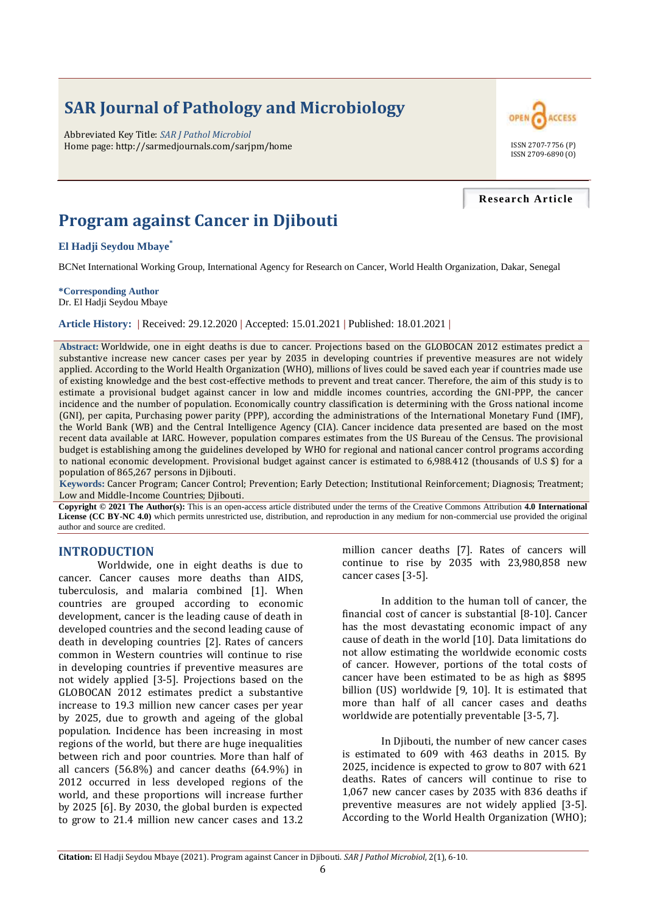# SAR Journal of Pathology and Microbiology

Abbreviated Key Title: *SAR J Pathol Microbiol*
Home page: http://sarmedjournals.com/sarjpm/home

ISSN 2707-7756 (P)
ISSN 2709-6890 (O)

**Research Article**

# Program against Cancer in Djibouti

**El Hadji Seydou Mbaye***

BCNet International Working Group, International Agency for Research on Cancer, World Health Organization, Dakar, Senegal

**\*Corresponding Author**
Dr. El Hadji Seydou Mbaye

**Article History:** | Received: 29.12.2020 | Accepted: 15.01.2021 | Published: 18.01.2021 |

**Abstract:** Worldwide, one in eight deaths is due to cancer. Projections based on the GLOBOCAN 2012 estimates predict a substantive increase new cancer cases per year by 2035 in developing countries if preventive measures are not widely applied. According to the World Health Organization (WHO), millions of lives could be saved each year if countries made use of existing knowledge and the best cost-effective methods to prevent and treat cancer. Therefore, the aim of this study is to estimate a provisional budget against cancer in low and middle incomes countries, according the GNI-PPP, the cancer incidence and the number of population. Economically country classification is determining with the Gross national income (GNI), per capita, Purchasing power parity (PPP), according the administrations of the International Monetary Fund (IMF), the World Bank (WB) and the Central Intelligence Agency (CIA). Cancer incidence data presented are based on the most recent data available at IARC. However, population compares estimates from the US Bureau of the Census. The provisional budget is establishing among the guidelines developed by WHO for regional and national cancer control programs according to national economic development. Provisional budget against cancer is estimated to 6,988.412 (thousands of U.S $) for a population of 865,267 persons in Djibouti.

**Keywords:** Cancer Program; Cancer Control; Prevention; Early Detection; Institutional Reinforcement; Diagnosis; Treatment; Low and Middle-Income Countries; Djibouti.

**Copyright © 2021 The Author(s):** This is an open-access article distributed under the terms of the Creative Commons Attribution **4.0 International License (CC BY-NC 4.0)** which permits unrestricted use, distribution, and reproduction in any medium for non-commercial use provided the original author and source are credited.

## INTRODUCTION

Worldwide, one in eight deaths is due to cancer. Cancer causes more deaths than AIDS, tuberculosis, and malaria combined [1]. When countries are grouped according to economic development, cancer is the leading cause of death in developed countries and the second leading cause of death in developing countries [2]. Rates of cancers common in Western countries will continue to rise in developing countries if preventive measures are not widely applied [3-5]. Projections based on the GLOBOCAN 2012 estimates predict a substantive increase to 19.3 million new cancer cases per year by 2025, due to growth and ageing of the global population. Incidence has been increasing in most regions of the world, but there are huge inequalities between rich and poor countries. More than half of all cancers (56.8%) and cancer deaths (64.9%) in 2012 occurred in less developed regions of the world, and these proportions will increase further by 2025 [6]. By 2030, the global burden is expected to grow to 21.4 million new cancer cases and 13.2 million cancer deaths [7]. Rates of cancers will continue to rise by 2035 with 23,980,858 new cancer cases [3-5].

In addition to the human toll of cancer, the financial cost of cancer is substantial [8-10]. Cancer has the most devastating economic impact of any cause of death in the world [10]. Data limitations do not allow estimating the worldwide economic costs of cancer. However, portions of the total costs of cancer have been estimated to be as high as $895 billion (US) worldwide [9, 10]. It is estimated that more than half of all cancer cases and deaths worldwide are potentially preventable [3-5, 7].

In Djibouti, the number of new cancer cases is estimated to 609 with 463 deaths in 2015. By 2025, incidence is expected to grow to 807 with 621 deaths. Rates of cancers will continue to rise to 1,067 new cancer cases by 2035 with 836 deaths if preventive measures are not widely applied [3-5]. According to the World Health Organization (WHO);

**Citation:** El Hadji Seydou Mbaye (2021). Program against Cancer in Djibouti. *SAR J Pathol Microbiol*, 2(1), 6-10.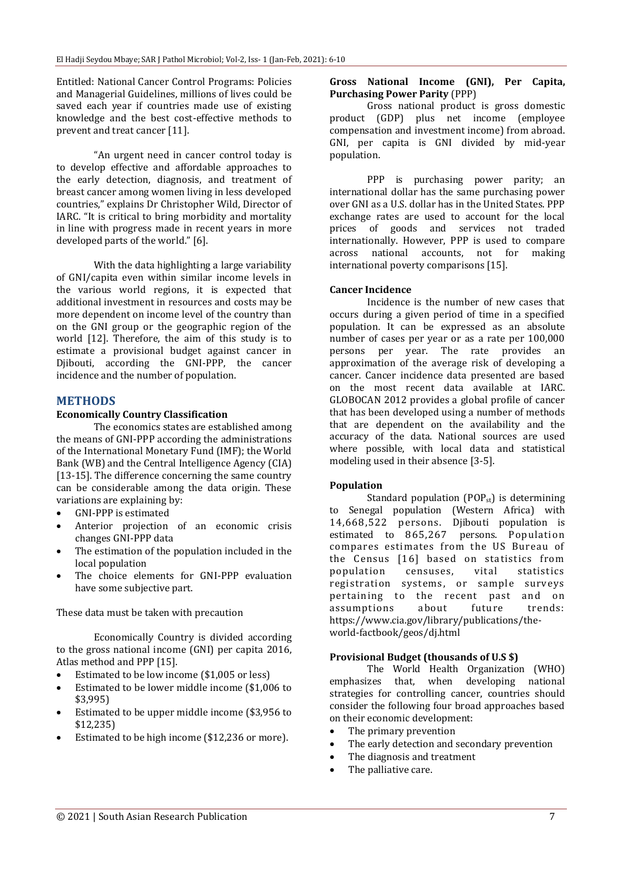Entitled: National Cancer Control Programs: Policies and Managerial Guidelines, millions of lives could be saved each year if countries made use of existing knowledge and the best cost-effective methods to prevent and treat cancer [11].

"An urgent need in cancer control today is to develop effective and affordable approaches to the early detection, diagnosis, and treatment of breast cancer among women living in less developed countries," explains Dr Christopher Wild, Director of IARC. "It is critical to bring morbidity and mortality in line with progress made in recent years in more developed parts of the world." [6].

With the data highlighting a large variability of GNI/capita even within similar income levels in the various world regions, it is expected that additional investment in resources and costs may be more dependent on income level of the country than on the GNI group or the geographic region of the world [12]. Therefore, the aim of this study is to estimate a provisional budget against cancer in Djibouti, according the GNI-PPP, the cancer incidence and the number of population.

## METHODS

### Economically Country Classification

The economics states are established among the means of GNI-PPP according the administrations of the International Monetary Fund (IMF); the World Bank (WB) and the Central Intelligence Agency (CIA) [13-15]. The difference concerning the same country can be considerable among the data origin. These variations are explaining by:

- GNI-PPP is estimated
- Anterior projection of an economic crisis changes GNI-PPP data
- The estimation of the population included in the local population
- The choice elements for GNI-PPP evaluation have some subjective part.

These data must be taken with precaution

Economically Country is divided according to the gross national income (GNI) per capita 2016, Atlas method and PPP [15].

- Estimated to be low income ($1,005 or less)
- Estimated to be lower middle income ($1,006 to $3,995)
- Estimated to be upper middle income ($3,956 to $12,235)
- Estimated to be high income ($12,236 or more).

### Gross National Income (GNI), Per Capita, Purchasing Power Parity (PPP)

Gross national product is gross domestic product (GDP) plus net income (employee compensation and investment income) from abroad. GNI, per capita is GNI divided by mid-year population.

PPP is purchasing power parity; an international dollar has the same purchasing power over GNI as a U.S. dollar has in the United States. PPP exchange rates are used to account for the local prices of goods and services not traded internationally. However, PPP is used to compare across national accounts, not for making international poverty comparisons [15].

### Cancer Incidence

Incidence is the number of new cases that occurs during a given period of time in a specified population. It can be expressed as an absolute number of cases per year or as a rate per 100,000 persons per year. The rate provides an approximation of the average risk of developing a cancer. Cancer incidence data presented are based on the most recent data available at IARC. GLOBOCAN 2012 provides a global profile of cancer that has been developed using a number of methods that are dependent on the availability and the accuracy of the data. National sources are used where possible, with local data and statistical modeling used in their absence [3-5].

### Population

Standard population ($POP_{st}$) is determining to Senegal population (Western Africa) with 14,668,522 persons. Djibouti population is estimated to 865,267 persons. Population compares estimates from the US Bureau of the Census [16] based on statistics from population censuses, vital statistics registration systems, or sample surveys pertaining to the recent past and on assumptions about future trends: https://www.cia.gov/library/publications/the-world-factbook/geos/dj.html

### Provisional Budget (thousands of U.S $)

The World Health Organization (WHO) emphasizes that, when developing national strategies for controlling cancer, countries should consider the following four broad approaches based on their economic development:

- The primary prevention
- The early detection and secondary prevention
- The diagnosis and treatment
- The palliative care.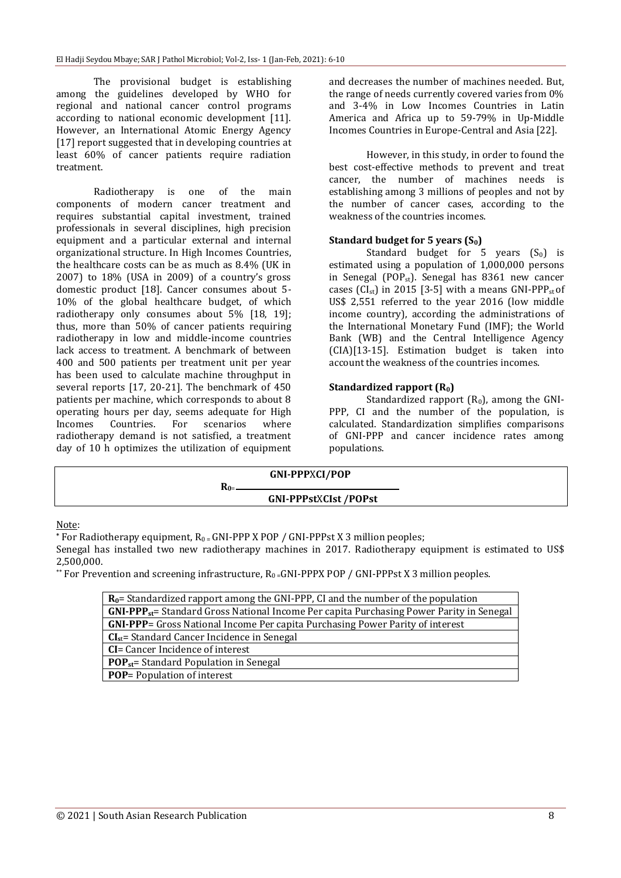The provisional budget is establishing among the guidelines developed by WHO for regional and national cancer control programs according to national economic development [11]. However, an International Atomic Energy Agency [17] report suggested that in developing countries at least 60% of cancer patients require radiation treatment.

Radiotherapy is one of the main components of modern cancer treatment and requires substantial capital investment, trained professionals in several disciplines, high precision equipment and a particular external and internal organizational structure. In High Incomes Countries, the healthcare costs can be as much as 8.4% (UK in 2007) to 18% (USA in 2009) of a country's gross domestic product [18]. Cancer consumes about 5-10% of the global healthcare budget, of which radiotherapy only consumes about 5% [18, 19]; thus, more than 50% of cancer patients requiring radiotherapy in low and middle-income countries lack access to treatment. A benchmark of between 400 and 500 patients per treatment unit per year has been used to calculate machine throughput in several reports [17, 20-21]. The benchmark of 450 patients per machine, which corresponds to about 8 operating hours per day, seems adequate for High Incomes Countries. For scenarios where radiotherapy demand is not satisfied, a treatment day of 10 h optimizes the utilization of equipment and decreases the number of machines needed. But, the range of needs currently covered varies from 0% and 3-4% in Low Incomes Countries in Latin America and Africa up to 59-79% in Up-Middle Incomes Countries in Europe-Central and Asia [22].

However, in this study, in order to found the best cost-effective methods to prevent and treat cancer, the number of machines needs is establishing among 3 millions of peoples and not by the number of cancer cases, according to the weakness of the countries incomes.

### Standard budget for 5 years ($S_0$)

Standard budget for 5 years ($S_0$) is estimated using a population of 1,000,000 persons in Senegal ($POP_{st}$). Senegal has 8361 new cancer cases ($CI_{st}$) in 2015 [3-5] with a means $GNI\text{-}PPP_{st}$ of US$ 2,551 referred to the year 2016 (low middle income country), according the administrations of the International Monetary Fund (IMF); the World Bank (WB) and the Central Intelligence Agency (CIA)[13-15]. Estimation budget is taken into account the weakness of the countries incomes.

### Standardized rapport ($R_0$)

Standardized rapport ($R_0$), among the GNI-PPP, CI and the number of the population, is calculated. Standardization simplifies comparisons of GNI-PPP and cancer incidence rates among populations.

$$R_0 = \frac{\text{GNI-PPP} \times CI / POP}{\text{GNI-PPPst} \times CIst / POPst}$$

Note:

* For Radiotherapy equipment, $R_0$ = GNI-PPP X POP / GNI-PPPst X 3 million peoples;

Senegal has installed two new radiotherapy machines in 2017. Radiotherapy equipment is estimated to US$ 2,500,000.

** For Prevention and screening infrastructure, $R_0$ =GNI-PPPX POP / GNI-PPPst X 3 million peoples.

| |
|---|
| **$R_0$**= Standardized rapport among the GNI-PPP, CI and the number of the population |
| **$GNI\text{-}PPP_{st}$**= Standard Gross National Income Per capita Purchasing Power Parity in Senegal |
| **GNI-PPP**= Gross National Income Per capita Purchasing Power Parity of interest |
| **$CI_{st}$**= Standard Cancer Incidence in Senegal |
| **CI**= Cancer Incidence of interest |
| **$POP_{st}$**= Standard Population in Senegal |
| **POP**= Population of interest |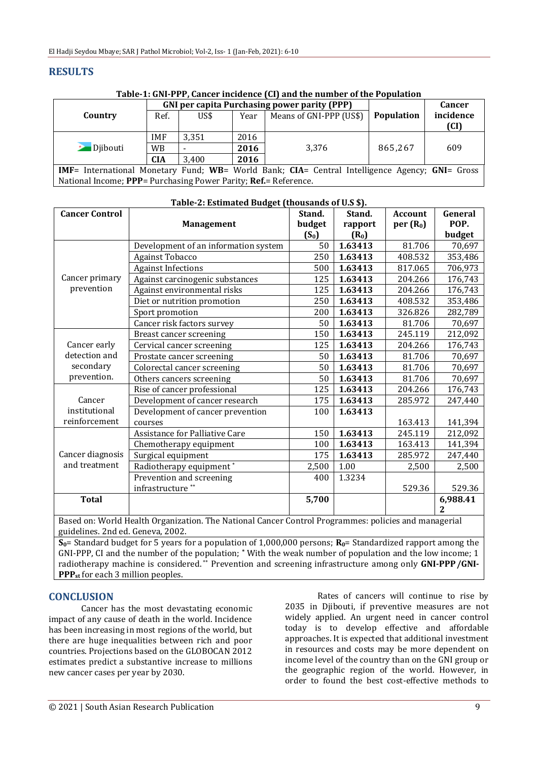## RESULTS

**Table-1: GNI-PPP, Cancer incidence (CI) and the number of the Population**

| Country | GNI per capita Purchasing power parity (PPP) | | | | Population | Cancer incidence (CI) |
|---|---|---|---|---|---|---|
| | Ref. | US$ | Year | Means of GNI-PPP (US$) | | |
| Djibouti | IMF | 3,351 | 2016 | 3,376 | 865,267 | 609 |
| | WB | - | **2016** | | | |
| | **CIA** | 3,400 | **2016** | | | |

**IMF**= International Monetary Fund; **WB**= World Bank; **CIA**= Central Intelligence Agency; **GNI**= Gross National Income; **PPP**= Purchasing Power Parity; **Ref.**= Reference.

**Table-2: Estimated Budget (thousands of U.S $).**

| Cancer Control | Management | Stand. budget ($S_0$) | Stand. rapport ($R_0$) | Account per ($R_0$) | General POP. budget |
|---|---|---|---|---|---|
| Cancer primary prevention | Development of an information system | 50 | **1.63413** | 81.706 | 70,697 |
| | Against Tobacco | 250 | **1.63413** | 408.532 | 353,486 |
| | Against Infections | 500 | **1.63413** | 817.065 | 706,973 |
| | Against carcinogenic substances | 125 | **1.63413** | 204.266 | 176,743 |
| | Against environmental risks | 125 | **1.63413** | 204.266 | 176,743 |
| | Diet or nutrition promotion | 250 | **1.63413** | 408.532 | 353,486 |
| | Sport promotion | 200 | **1.63413** | 326.826 | 282,789 |
| | Cancer risk factors survey | 50 | **1.63413** | 81.706 | 70,697 |
| Cancer early detection and secondary prevention. | Breast cancer screening | 150 | **1.63413** | 245.119 | 212,092 |
| | Cervical cancer screening | 125 | **1.63413** | 204.266 | 176,743 |
| | Prostate cancer screening | 50 | **1.63413** | 81.706 | 70,697 |
| | Colorectal cancer screening | 50 | **1.63413** | 81.706 | 70,697 |
| | Others cancers screening | 50 | **1.63413** | 81.706 | 70,697 |
| Cancer institutional reinforcement | Rise of cancer professional | 125 | **1.63413** | 204.266 | 176,743 |
| | Development of cancer research | 175 | **1.63413** | 285.972 | 247,440 |
| | Development of cancer prevention courses | 100 | **1.63413** | 163.413 | 141,394 |
| Cancer diagnosis and treatment | Assistance for Palliative Care | 150 | **1.63413** | 245.119 | 212,092 |
| | Chemotherapy equipment | 100 | **1.63413** | 163.413 | 141,394 |
| | Surgical equipment | 175 | **1.63413** | 285.972 | 247,440 |
| | Radiotherapy equipment * | 2,500 | 1.00 | 2,500 | 2,500 |
| | Prevention and screening infrastructure ** | 400 | 1.3234 | 529.36 | 529.36 |
| **Total** | | **5,700** | | | **6,988.412** |

Based on: World Health Organization. The National Cancer Control Programmes: policies and managerial guidelines. 2nd ed. Geneva, 2002.

**$S_0$**= Standard budget for 5 years for a population of 1,000,000 persons; **$R_0$**= Standardized rapport among the GNI-PPP, CI and the number of the population; * With the weak number of population and the low income; 1 radiotherapy machine is considered. ** Prevention and screening infrastructure among only **GNI-PPP /GNI-PPP$_{st}$** for each 3 million peoples.

## CONCLUSION

Cancer has the most devastating economic impact of any cause of death in the world. Incidence has been increasing in most regions of the world, but there are huge inequalities between rich and poor countries. Projections based on the GLOBOCAN 2012 estimates predict a substantive increase to millions new cancer cases per year by 2030.

Rates of cancers will continue to rise by 2035 in Djibouti, if preventive measures are not widely applied. An urgent need in cancer control today is to develop effective and affordable approaches. It is expected that additional investment in resources and costs may be more dependent on income level of the country than on the GNI group or the geographic region of the world. However, in order to found the best cost-effective methods to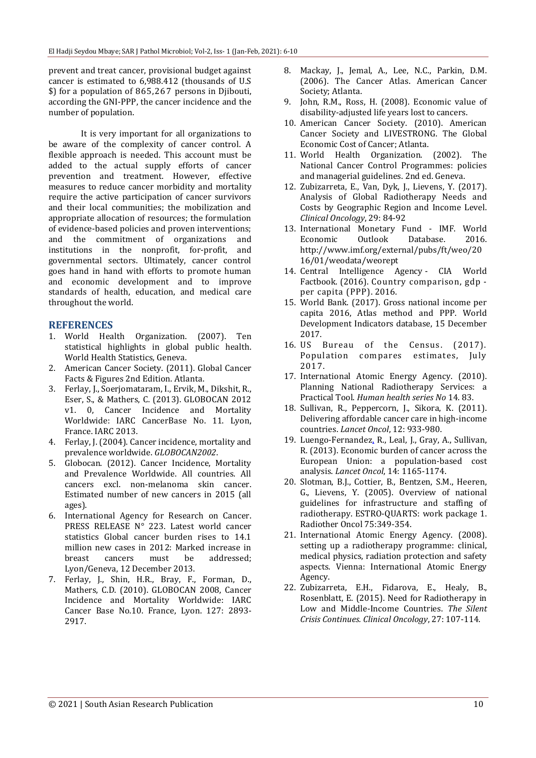prevent and treat cancer, provisional budget against cancer is estimated to 6,988.412 (thousands of U.S $) for a population of 865,267 persons in Djibouti, according the GNI-PPP, the cancer incidence and the number of population.

It is very important for all organizations to be aware of the complexity of cancer control. A flexible approach is needed. This account must be added to the actual supply efforts of cancer prevention and treatment. However, effective measures to reduce cancer morbidity and mortality require the active participation of cancer survivors and their local communities; the mobilization and appropriate allocation of resources; the formulation of evidence-based policies and proven interventions; and the commitment of organizations and institutions in the nonprofit, for-profit, and governmental sectors. Ultimately, cancer control goes hand in hand with efforts to promote human and economic development and to improve standards of health, education, and medical care throughout the world.

## REFERENCES

1. World Health Organization. (2007). Ten statistical highlights in global public health. World Health Statistics, Geneva.
2. American Cancer Society. (2011). Global Cancer Facts & Figures 2nd Edition. Atlanta.
3. Ferlay, J., Soerjomataram, I., Ervik, M., Dikshit, R., Eser, S., & Mathers, C. (2013). GLOBOCAN 2012 v1. 0, Cancer Incidence and Mortality Worldwide: IARC CancerBase No. 11. Lyon, France. IARC 2013.
4. Ferlay, J. (2004). Cancer incidence, mortality and prevalence worldwide. *GLOBOCAN2002*.
5. Globocan. (2012). Cancer Incidence, Mortality and Prevalence Worldwide. All countries. All cancers excl. non-melanoma skin cancer. Estimated number of new cancers in 2015 (all ages).
6. International Agency for Research on Cancer. PRESS RELEASE N° 223. Latest world cancer statistics Global cancer burden rises to 14.1 million new cases in 2012: Marked increase in breast cancers must be addressed; Lyon/Geneva, 12 December 2013.
7. Ferlay, J., Shin, H.R., Bray, F., Forman, D., Mathers, C.D. (2010). GLOBOCAN 2008, Cancer Incidence and Mortality Worldwide: IARC Cancer Base No.10. France, Lyon. 127: 2893-2917.
8. Mackay, J., Jemal, A., Lee, N.C., Parkin, D.M. (2006). The Cancer Atlas. American Cancer Society; Atlanta.
9. John, R.M., Ross, H. (2008). Economic value of disability-adjusted life years lost to cancers.
10. American Cancer Society. (2010). American Cancer Society and LIVESTRONG. The Global Economic Cost of Cancer; Atlanta.
11. World Health Organization. (2002). The National Cancer Control Programmes: policies and managerial guidelines. 2nd ed. Geneva.
12. Zubizarreta, E., Van, Dyk, J., Lievens, Y. (2017). Analysis of Global Radiotherapy Needs and Costs by Geographic Region and Income Level. *Clinical Oncology*, 29: 84-92
13. International Monetary Fund - IMF. World Economic Outlook Database. 2016. http://www.imf.org/external/pubs/ft/weo/2016/01/weodata/weorept
14. Central Intelligence Agency - CIA World Factbook. (2016). Country comparison, gdp - per capita (PPP). 2016.
15. World Bank. (2017). Gross national income per capita 2016, Atlas method and PPP. World Development Indicators database, 15 December 2017.
16. US Bureau of the Census. (2017). Population compares estimates, July 2017.
17. International Atomic Energy Agency. (2010). Planning National Radiotherapy Services: a Practical Tool. *Human health series No* 14. 83.
18. Sullivan, R., Peppercorn, J., Sikora, K. (2011). Delivering affordable cancer care in high-income countries. *Lancet Oncol*, 12: 933-980.
19. Luengo-Fernandez, R., Leal, J., Gray, A., Sullivan, R. (2013). Economic burden of cancer across the European Union: a population-based cost analysis. *Lancet Oncol*, 14: 1165-1174.
20. Slotman, B.J., Cottier, B., Bentzen, S.M., Heeren, G., Lievens, Y. (2005). Overview of national guidelines for infrastructure and staffing of radiotherapy. ESTRO-QUARTS: work package 1. Radiother Oncol 75:349-354.
21. International Atomic Energy Agency. (2008). setting up a radiotherapy programme: clinical, medical physics, radiation protection and safety aspects. Vienna: International Atomic Energy Agency.
22. Zubizarreta, E.H., Fidarova, E., Healy, B., Rosenblatt, E. (2015). Need for Radiotherapy in Low and Middle-Income Countries. *The Silent Crisis Continues. Clinical Oncology*, 27: 107-114.